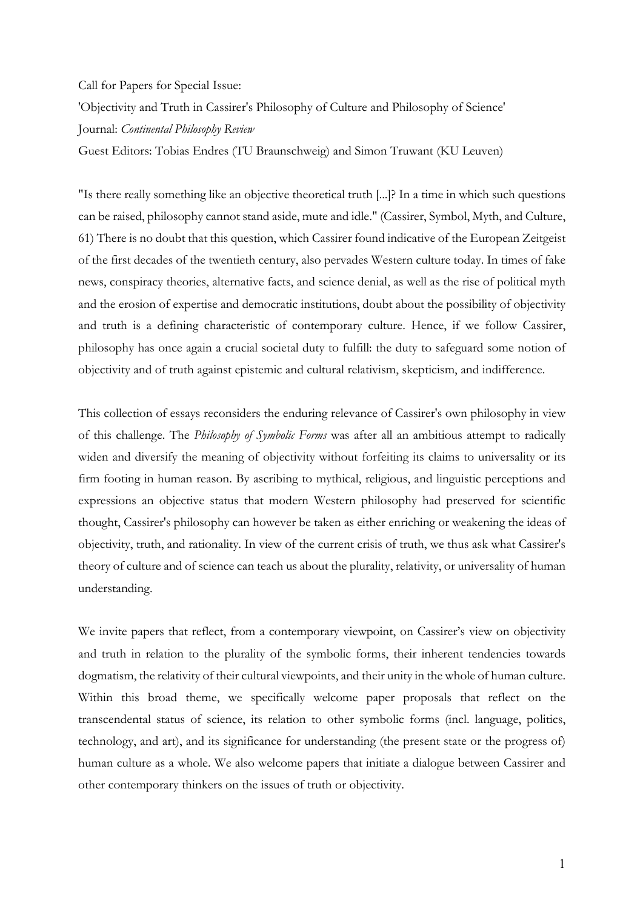Call for Papers for Special Issue:

'Objectivity and Truth in Cassirer's Philosophy of Culture and Philosophy of Science'

Journal: *Continental Philosophy Review*

Guest Editors: Tobias Endres (TU Braunschweig) and Simon Truwant (KU Leuven)

"Is there really something like an objective theoretical truth [...]? In a time in which such questions can be raised, philosophy cannot stand aside, mute and idle." (Cassirer, Symbol, Myth, and Culture, 61) There is no doubt that this question, which Cassirer found indicative of the European Zeitgeist of the first decades of the twentieth century, also pervades Western culture today. In times of fake news, conspiracy theories, alternative facts, and science denial, as well as the rise of political myth and the erosion of expertise and democratic institutions, doubt about the possibility of objectivity and truth is a defining characteristic of contemporary culture. Hence, if we follow Cassirer, philosophy has once again a crucial societal duty to fulfill: the duty to safeguard some notion of objectivity and of truth against epistemic and cultural relativism, skepticism, and indifference.

This collection of essays reconsiders the enduring relevance of Cassirer's own philosophy in view of this challenge. The *Philosophy of Symbolic Forms* was after all an ambitious attempt to radically widen and diversify the meaning of objectivity without forfeiting its claims to universality or its firm footing in human reason. By ascribing to mythical, religious, and linguistic perceptions and expressions an objective status that modern Western philosophy had preserved for scientific thought, Cassirer's philosophy can however be taken as either enriching or weakening the ideas of objectivity, truth, and rationality. In view of the current crisis of truth, we thus ask what Cassirer's theory of culture and of science can teach us about the plurality, relativity, or universality of human understanding.

We invite papers that reflect, from a contemporary viewpoint, on Cassirer's view on objectivity and truth in relation to the plurality of the symbolic forms, their inherent tendencies towards dogmatism, the relativity of their cultural viewpoints, and their unity in the whole of human culture. Within this broad theme, we specifically welcome paper proposals that reflect on the transcendental status of science, its relation to other symbolic forms (incl. language, politics, technology, and art), and its significance for understanding (the present state or the progress of) human culture as a whole. We also welcome papers that initiate a dialogue between Cassirer and other contemporary thinkers on the issues of truth or objectivity.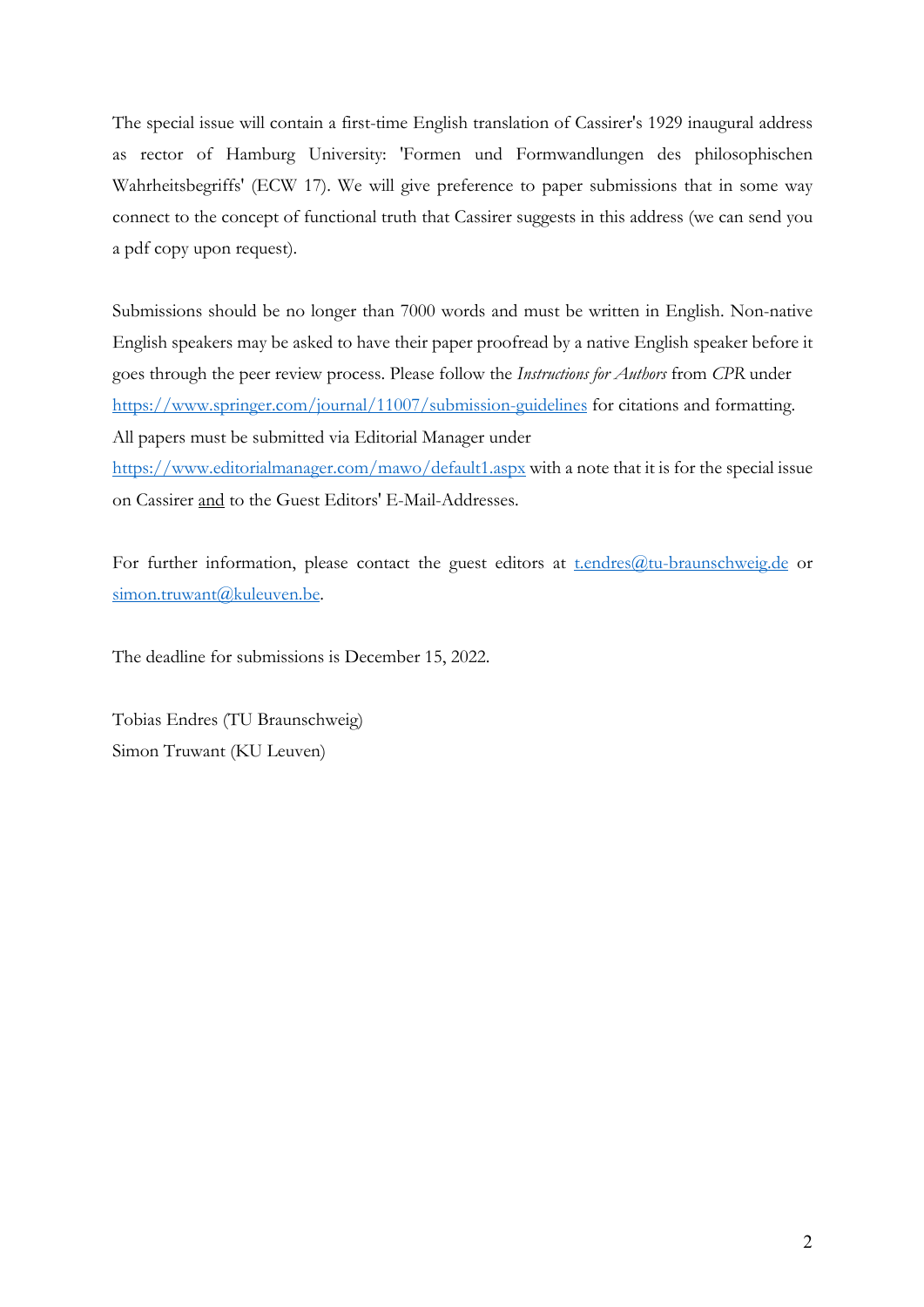The special issue will contain a first-time English translation of Cassirer's 1929 inaugural address as rector of Hamburg University: 'Formen und Formwandlungen des philosophischen Wahrheitsbegriffs' (ECW 17). We will give preference to paper submissions that in some way connect to the concept of functional truth that Cassirer suggests in this address (we can send you a pdf copy upon request).

Submissions should be no longer than 7000 words and must be written in English. Non-native English speakers may be asked to have their paper proofread by a native English speaker before it goes through the peer review process. Please follow the *Instructions for Authors* from *CPR* under https://www.springer.com/journal/11007/submission-guidelines for citations and formatting. All papers must be submitted via Editorial Manager under https://www.editorialmanager.com/mawo/default1.aspx with a note that it is for the special issue on Cassirer and to the Guest Editors' E-Mail-Addresses.

For further information, please contact the guest editors at t.endres@tu-braunschweig.de or simon.truwant@kuleuven.be.

The deadline for submissions is December 15, 2022.

Tobias Endres (TU Braunschweig)
Simon Truwant (KU Leuven)